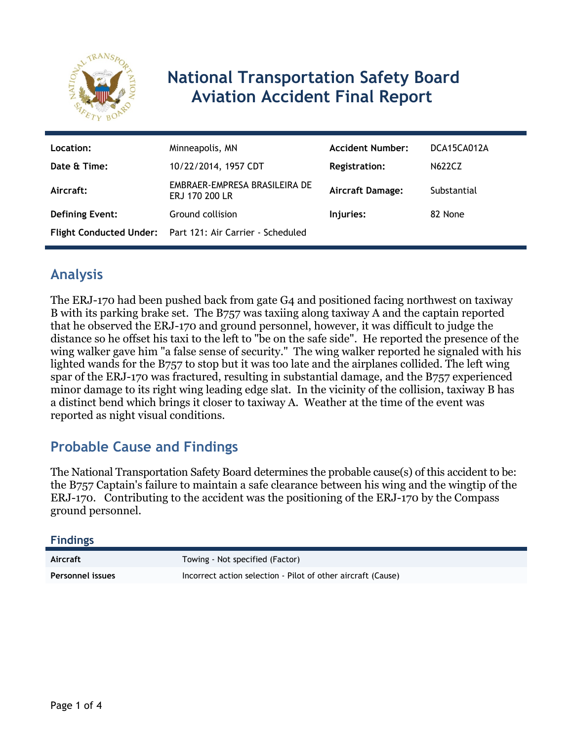# National Transportation Safety Board Aviation Accident Final Report

| | | | |
|---|---|---|---|
| **Location:** | Minneapolis, MN | **Accident Number:** | DCA15CA012A |
| **Date & Time:** | 10/22/2014, 1957 CDT | **Registration:** | N622CZ |
| **Aircraft:** | EMBRAER-EMPRESA BRASILEIRA DE ERJ 170 200 LR | **Aircraft Damage:** | Substantial |
| **Defining Event:** | Ground collision | **Injuries:** | 82 None |
| **Flight Conducted Under:** | Part 121: Air Carrier - Scheduled | | |

## Analysis

The ERJ-170 had been pushed back from gate G4 and positioned facing northwest on taxiway B with its parking brake set. The B757 was taxiing along taxiway A and the captain reported that he observed the ERJ-170 and ground personnel, however, it was difficult to judge the distance so he offset his taxi to the left to "be on the safe side". He reported the presence of the wing walker gave him "a false sense of security." The wing walker reported he signaled with his lighted wands for the B757 to stop but it was too late and the airplanes collided. The left wing spar of the ERJ-170 was fractured, resulting in substantial damage, and the B757 experienced minor damage to its right wing leading edge slat. In the vicinity of the collision, taxiway B has a distinct bend which brings it closer to taxiway A. Weather at the time of the event was reported as night visual conditions.

## Probable Cause and Findings

The National Transportation Safety Board determines the probable cause(s) of this accident to be:
the B757 Captain's failure to maintain a safe clearance between his wing and the wingtip of the ERJ-170. Contributing to the accident was the positioning of the ERJ-170 by the Compass ground personnel.

### Findings

| | |
|---|---|
| **Aircraft** | Towing - Not specified (Factor) |
| **Personnel issues** | Incorrect action selection - Pilot of other aircraft (Cause) |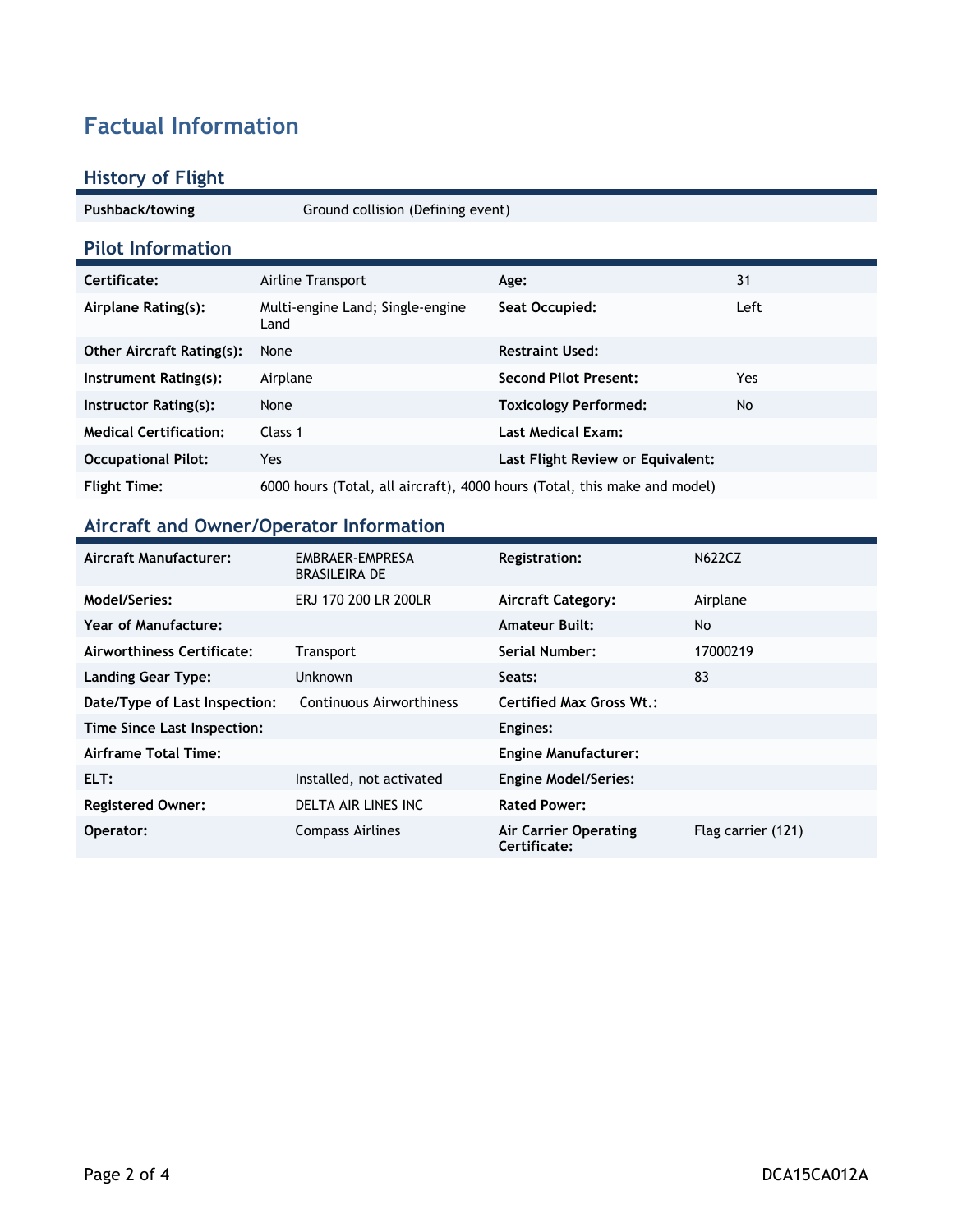# Factual Information

## History of Flight

| | |
|---|---|
| **Pushback/towing** | Ground collision (Defining event) |

## Pilot Information

| | | | |
|---|---|---|---|
| **Certificate:** | Airline Transport | **Age:** | 31 |
| **Airplane Rating(s):** | Multi-engine Land; Single-engine Land | **Seat Occupied:** | Left |
| **Other Aircraft Rating(s):** | None | **Restraint Used:** | |
| **Instrument Rating(s):** | Airplane | **Second Pilot Present:** | Yes |
| **Instructor Rating(s):** | None | **Toxicology Performed:** | No |
| **Medical Certification:** | Class 1 | **Last Medical Exam:** | |
| **Occupational Pilot:** | Yes | **Last Flight Review or Equivalent:** | |
| **Flight Time:** | 6000 hours (Total, all aircraft), 4000 hours (Total, this make and model) | | |

## Aircraft and Owner/Operator Information

| | | | |
|---|---|---|---|
| **Aircraft Manufacturer:** | EMBRAER-EMPRESA BRASILEIRA DE | **Registration:** | N622CZ |
| **Model/Series:** | ERJ 170 200 LR 200LR | **Aircraft Category:** | Airplane |
| **Year of Manufacture:** | | **Amateur Built:** | No |
| **Airworthiness Certificate:** | Transport | **Serial Number:** | 17000219 |
| **Landing Gear Type:** | Unknown | **Seats:** | 83 |
| **Date/Type of Last Inspection:** | Continuous Airworthiness | **Certified Max Gross Wt.:** | |
| **Time Since Last Inspection:** | | **Engines:** | |
| **Airframe Total Time:** | | **Engine Manufacturer:** | |
| **ELT:** | Installed, not activated | **Engine Model/Series:** | |
| **Registered Owner:** | DELTA AIR LINES INC | **Rated Power:** | |
| **Operator:** | Compass Airlines | **Air Carrier Operating Certificate:** | Flag carrier (121) |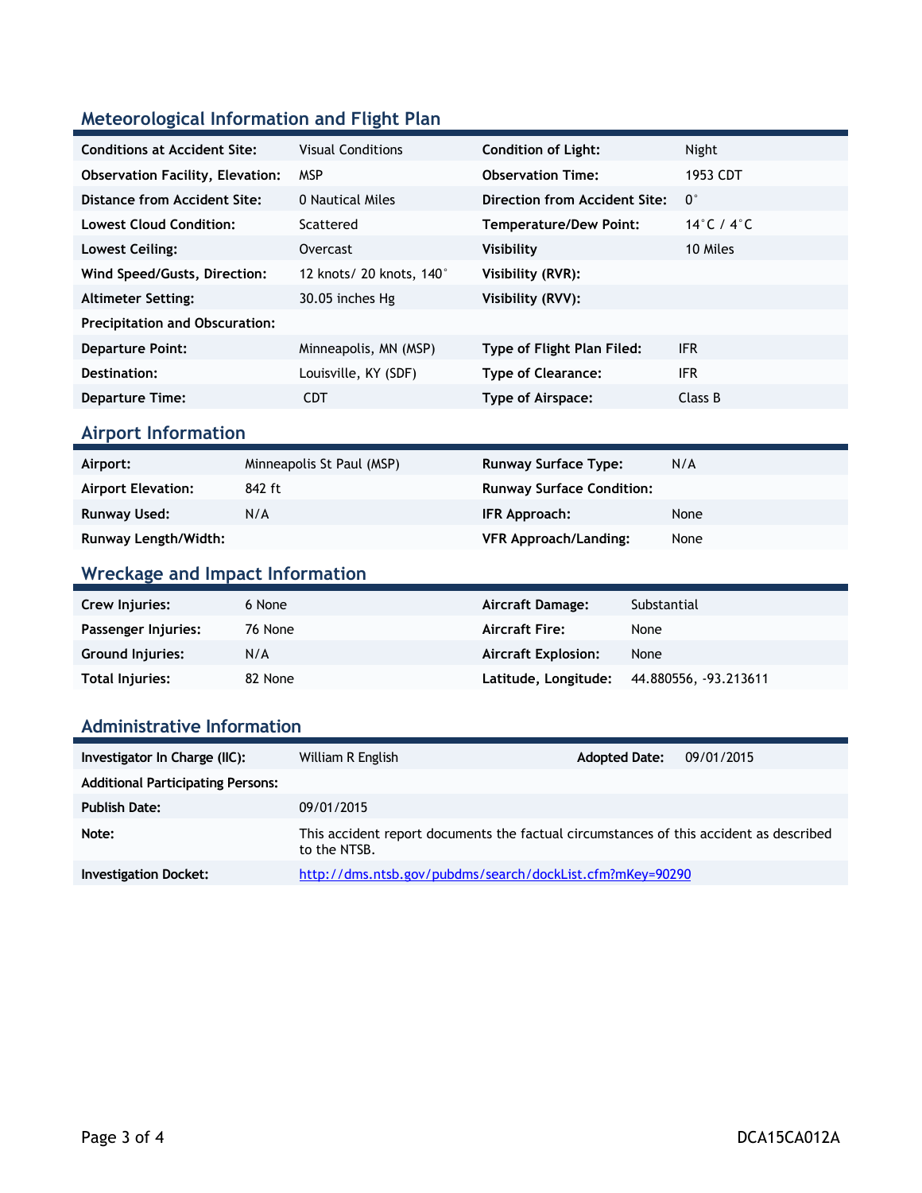## Meteorological Information and Flight Plan

| | | | |
|---|---|---|---|
| **Conditions at Accident Site:** | Visual Conditions | **Condition of Light:** | Night |
| **Observation Facility, Elevation:** | MSP | **Observation Time:** | 1953 CDT |
| **Distance from Accident Site:** | 0 Nautical Miles | **Direction from Accident Site:** | 0° |
| **Lowest Cloud Condition:** | Scattered | **Temperature/Dew Point:** | 14°C / 4°C |
| **Lowest Ceiling:** | Overcast | **Visibility** | 10 Miles |
| **Wind Speed/Gusts, Direction:** | 12 knots/ 20 knots, 140° | **Visibility (RVR):** | |
| **Altimeter Setting:** | 30.05 inches Hg | **Visibility (RVV):** | |
| **Precipitation and Obscuration:** | | | |
| **Departure Point:** | Minneapolis, MN (MSP) | **Type of Flight Plan Filed:** | IFR |
| **Destination:** | Louisville, KY (SDF) | **Type of Clearance:** | IFR |
| **Departure Time:** | CDT | **Type of Airspace:** | Class B |

## Airport Information

| | | | |
|---|---|---|---|
| **Airport:** | Minneapolis St Paul (MSP) | **Runway Surface Type:** | N/A |
| **Airport Elevation:** | 842 ft | **Runway Surface Condition:** | |
| **Runway Used:** | N/A | **IFR Approach:** | None |
| **Runway Length/Width:** | | **VFR Approach/Landing:** | None |

## Wreckage and Impact Information

| | | | |
|---|---|---|---|
| **Crew Injuries:** | 6 None | **Aircraft Damage:** | Substantial |
| **Passenger Injuries:** | 76 None | **Aircraft Fire:** | None |
| **Ground Injuries:** | N/A | **Aircraft Explosion:** | None |
| **Total Injuries:** | 82 None | **Latitude, Longitude:** | 44.880556, -93.213611 |

## Administrative Information

| | | | |
|---|---|---|---|
| **Investigator In Charge (IIC):** | William R English | **Adopted Date:** | 09/01/2015 |
| **Additional Participating Persons:** | | | |
| **Publish Date:** | 09/01/2015 | | |
| **Note:** | This accident report documents the factual circumstances of this accident as described to the NTSB. | | |
| **Investigation Docket:** | http://dms.ntsb.gov/pubdms/search/dockList.cfm?mKey=90290 | | |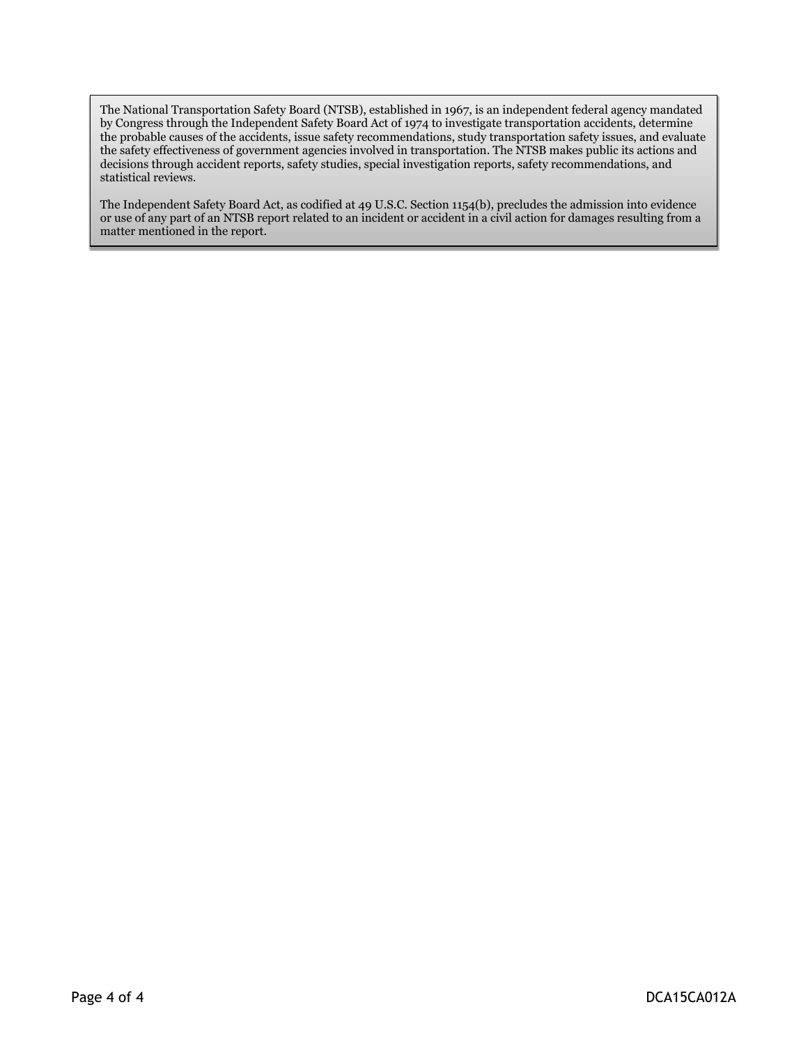The National Transportation Safety Board (NTSB), established in 1967, is an independent federal agency mandated by Congress through the Independent Safety Board Act of 1974 to investigate transportation accidents, determine the probable causes of the accidents, issue safety recommendations, study transportation safety issues, and evaluate the safety effectiveness of government agencies involved in transportation. The NTSB makes public its actions and decisions through accident reports, safety studies, special investigation reports, safety recommendations, and statistical reviews.

The Independent Safety Board Act, as codified at 49 U.S.C. Section 1154(b), precludes the admission into evidence or use of any part of an NTSB report related to an incident or accident in a civil action for damages resulting from a matter mentioned in the report.